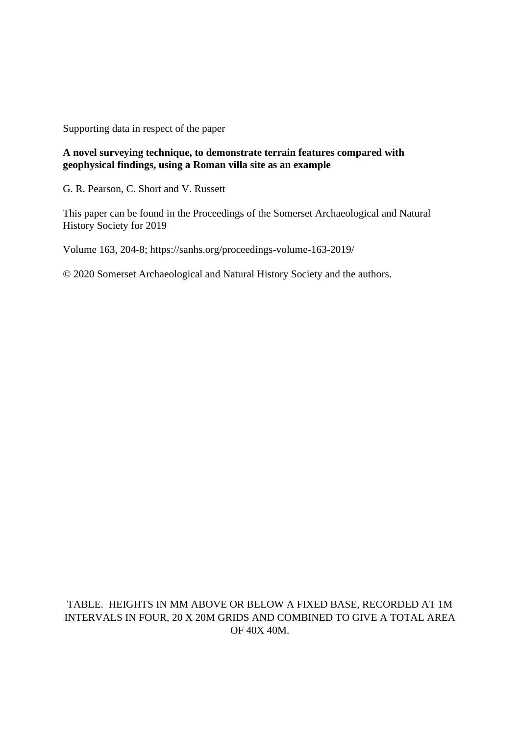Supporting data in respect of the paper

**A novel surveying technique, to demonstrate terrain features compared with geophysical findings, using a Roman villa site as an example**

G. R. Pearson, C. Short and V. Russett

This paper can be found in the Proceedings of the Somerset Archaeological and Natural History Society for 2019

Volume 163, 204-8; https://sanhs.org/proceedings-volume-163-2019/

© 2020 Somerset Archaeological and Natural History Society and the authors.

TABLE. HEIGHTS IN MM ABOVE OR BELOW A FIXED BASE, RECORDED AT 1M INTERVALS IN FOUR, 20 X 20M GRIDS AND COMBINED TO GIVE A TOTAL AREA OF 40X 40M.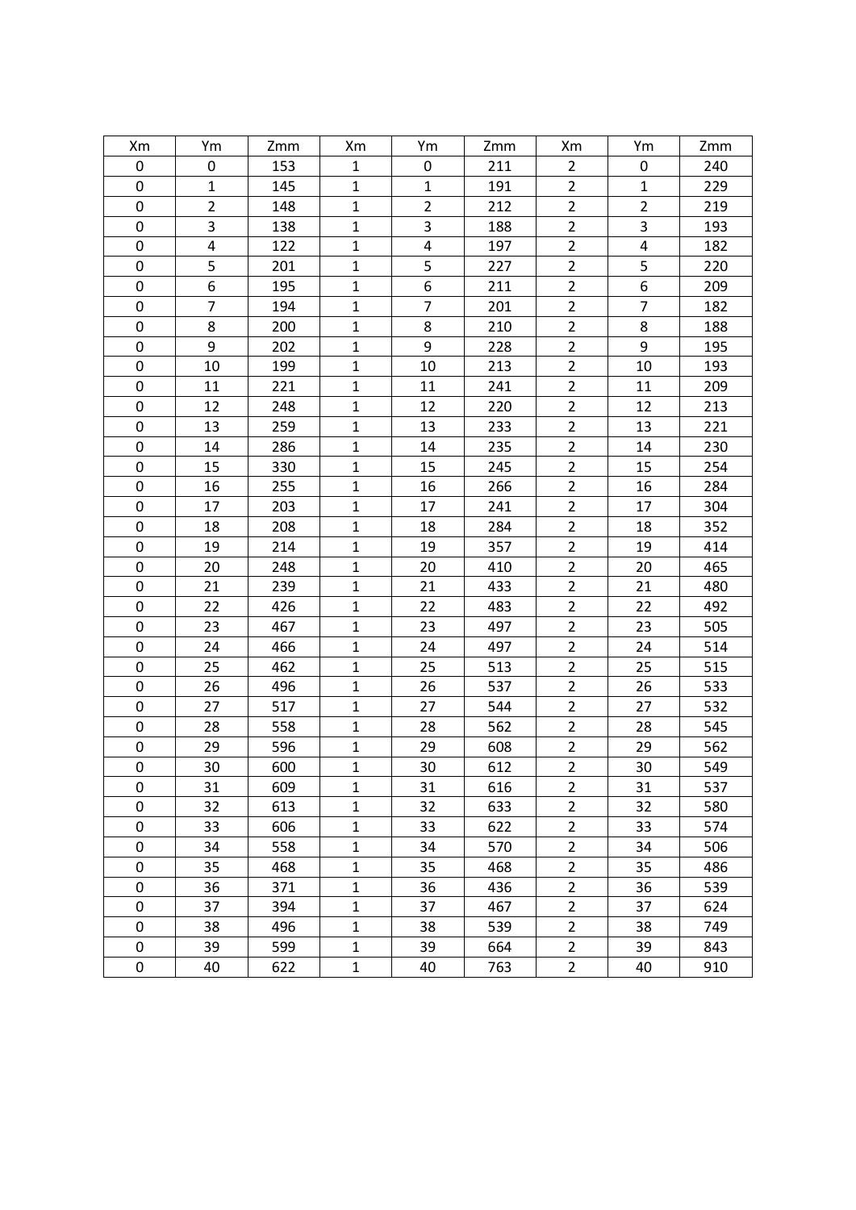| Xm | Ym | Zmm | Xm | Ym | Zmm | Xm | Ym | Zmm |
|---|---|---|---|---|---|---|---|---|
| 0 | 0 | 153 | 1 | 0 | 211 | 2 | 0 | 240 |
| 0 | 1 | 145 | 1 | 1 | 191 | 2 | 1 | 229 |
| 0 | 2 | 148 | 1 | 2 | 212 | 2 | 2 | 219 |
| 0 | 3 | 138 | 1 | 3 | 188 | 2 | 3 | 193 |
| 0 | 4 | 122 | 1 | 4 | 197 | 2 | 4 | 182 |
| 0 | 5 | 201 | 1 | 5 | 227 | 2 | 5 | 220 |
| 0 | 6 | 195 | 1 | 6 | 211 | 2 | 6 | 209 |
| 0 | 7 | 194 | 1 | 7 | 201 | 2 | 7 | 182 |
| 0 | 8 | 200 | 1 | 8 | 210 | 2 | 8 | 188 |
| 0 | 9 | 202 | 1 | 9 | 228 | 2 | 9 | 195 |
| 0 | 10 | 199 | 1 | 10 | 213 | 2 | 10 | 193 |
| 0 | 11 | 221 | 1 | 11 | 241 | 2 | 11 | 209 |
| 0 | 12 | 248 | 1 | 12 | 220 | 2 | 12 | 213 |
| 0 | 13 | 259 | 1 | 13 | 233 | 2 | 13 | 221 |
| 0 | 14 | 286 | 1 | 14 | 235 | 2 | 14 | 230 |
| 0 | 15 | 330 | 1 | 15 | 245 | 2 | 15 | 254 |
| 0 | 16 | 255 | 1 | 16 | 266 | 2 | 16 | 284 |
| 0 | 17 | 203 | 1 | 17 | 241 | 2 | 17 | 304 |
| 0 | 18 | 208 | 1 | 18 | 284 | 2 | 18 | 352 |
| 0 | 19 | 214 | 1 | 19 | 357 | 2 | 19 | 414 |
| 0 | 20 | 248 | 1 | 20 | 410 | 2 | 20 | 465 |
| 0 | 21 | 239 | 1 | 21 | 433 | 2 | 21 | 480 |
| 0 | 22 | 426 | 1 | 22 | 483 | 2 | 22 | 492 |
| 0 | 23 | 467 | 1 | 23 | 497 | 2 | 23 | 505 |
| 0 | 24 | 466 | 1 | 24 | 497 | 2 | 24 | 514 |
| 0 | 25 | 462 | 1 | 25 | 513 | 2 | 25 | 515 |
| 0 | 26 | 496 | 1 | 26 | 537 | 2 | 26 | 533 |
| 0 | 27 | 517 | 1 | 27 | 544 | 2 | 27 | 532 |
| 0 | 28 | 558 | 1 | 28 | 562 | 2 | 28 | 545 |
| 0 | 29 | 596 | 1 | 29 | 608 | 2 | 29 | 562 |
| 0 | 30 | 600 | 1 | 30 | 612 | 2 | 30 | 549 |
| 0 | 31 | 609 | 1 | 31 | 616 | 2 | 31 | 537 |
| 0 | 32 | 613 | 1 | 32 | 633 | 2 | 32 | 580 |
| 0 | 33 | 606 | 1 | 33 | 622 | 2 | 33 | 574 |
| 0 | 34 | 558 | 1 | 34 | 570 | 2 | 34 | 506 |
| 0 | 35 | 468 | 1 | 35 | 468 | 2 | 35 | 486 |
| 0 | 36 | 371 | 1 | 36 | 436 | 2 | 36 | 539 |
| 0 | 37 | 394 | 1 | 37 | 467 | 2 | 37 | 624 |
| 0 | 38 | 496 | 1 | 38 | 539 | 2 | 38 | 749 |
| 0 | 39 | 599 | 1 | 39 | 664 | 2 | 39 | 843 |
| 0 | 40 | 622 | 1 | 40 | 763 | 2 | 40 | 910 |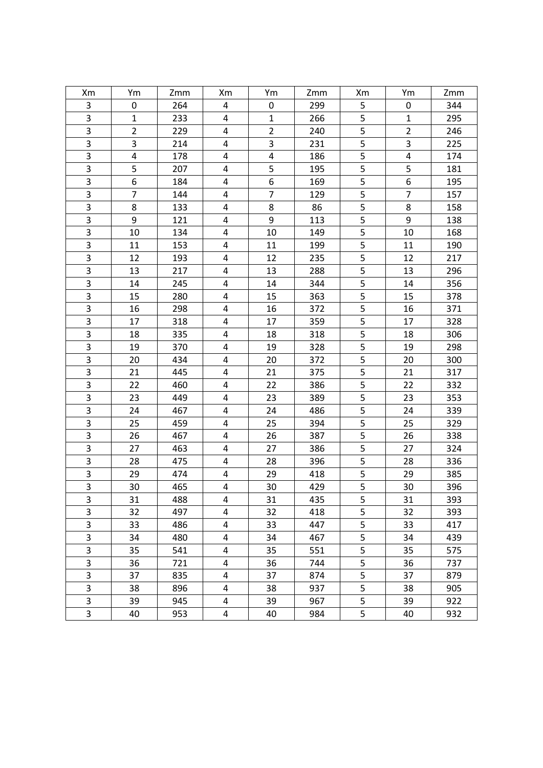| Xm | Ym | Zmm | Xm | Ym | Zmm | Xm | Ym | Zmm |
|---|---|---|---|---|---|---|---|---|
| 3 | 0 | 264 | 4 | 0 | 299 | 5 | 0 | 344 |
| 3 | 1 | 233 | 4 | 1 | 266 | 5 | 1 | 295 |
| 3 | 2 | 229 | 4 | 2 | 240 | 5 | 2 | 246 |
| 3 | 3 | 214 | 4 | 3 | 231 | 5 | 3 | 225 |
| 3 | 4 | 178 | 4 | 4 | 186 | 5 | 4 | 174 |
| 3 | 5 | 207 | 4 | 5 | 195 | 5 | 5 | 181 |
| 3 | 6 | 184 | 4 | 6 | 169 | 5 | 6 | 195 |
| 3 | 7 | 144 | 4 | 7 | 129 | 5 | 7 | 157 |
| 3 | 8 | 133 | 4 | 8 | 86 | 5 | 8 | 158 |
| 3 | 9 | 121 | 4 | 9 | 113 | 5 | 9 | 138 |
| 3 | 10 | 134 | 4 | 10 | 149 | 5 | 10 | 168 |
| 3 | 11 | 153 | 4 | 11 | 199 | 5 | 11 | 190 |
| 3 | 12 | 193 | 4 | 12 | 235 | 5 | 12 | 217 |
| 3 | 13 | 217 | 4 | 13 | 288 | 5 | 13 | 296 |
| 3 | 14 | 245 | 4 | 14 | 344 | 5 | 14 | 356 |
| 3 | 15 | 280 | 4 | 15 | 363 | 5 | 15 | 378 |
| 3 | 16 | 298 | 4 | 16 | 372 | 5 | 16 | 371 |
| 3 | 17 | 318 | 4 | 17 | 359 | 5 | 17 | 328 |
| 3 | 18 | 335 | 4 | 18 | 318 | 5 | 18 | 306 |
| 3 | 19 | 370 | 4 | 19 | 328 | 5 | 19 | 298 |
| 3 | 20 | 434 | 4 | 20 | 372 | 5 | 20 | 300 |
| 3 | 21 | 445 | 4 | 21 | 375 | 5 | 21 | 317 |
| 3 | 22 | 460 | 4 | 22 | 386 | 5 | 22 | 332 |
| 3 | 23 | 449 | 4 | 23 | 389 | 5 | 23 | 353 |
| 3 | 24 | 467 | 4 | 24 | 486 | 5 | 24 | 339 |
| 3 | 25 | 459 | 4 | 25 | 394 | 5 | 25 | 329 |
| 3 | 26 | 467 | 4 | 26 | 387 | 5 | 26 | 338 |
| 3 | 27 | 463 | 4 | 27 | 386 | 5 | 27 | 324 |
| 3 | 28 | 475 | 4 | 28 | 396 | 5 | 28 | 336 |
| 3 | 29 | 474 | 4 | 29 | 418 | 5 | 29 | 385 |
| 3 | 30 | 465 | 4 | 30 | 429 | 5 | 30 | 396 |
| 3 | 31 | 488 | 4 | 31 | 435 | 5 | 31 | 393 |
| 3 | 32 | 497 | 4 | 32 | 418 | 5 | 32 | 393 |
| 3 | 33 | 486 | 4 | 33 | 447 | 5 | 33 | 417 |
| 3 | 34 | 480 | 4 | 34 | 467 | 5 | 34 | 439 |
| 3 | 35 | 541 | 4 | 35 | 551 | 5 | 35 | 575 |
| 3 | 36 | 721 | 4 | 36 | 744 | 5 | 36 | 737 |
| 3 | 37 | 835 | 4 | 37 | 874 | 5 | 37 | 879 |
| 3 | 38 | 896 | 4 | 38 | 937 | 5 | 38 | 905 |
| 3 | 39 | 945 | 4 | 39 | 967 | 5 | 39 | 922 |
| 3 | 40 | 953 | 4 | 40 | 984 | 5 | 40 | 932 |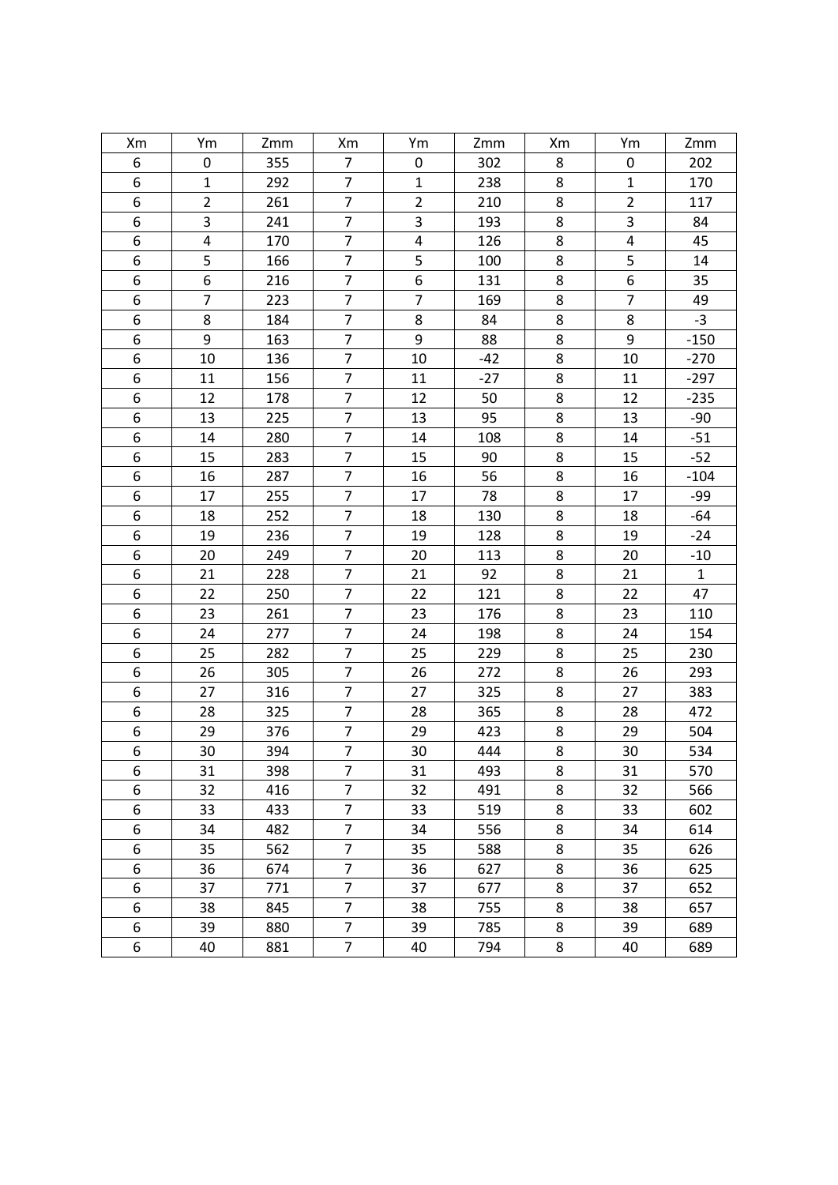| Xm | Ym | Zmm | Xm | Ym | Zmm | Xm | Ym | Zmm |
|---|---|---|---|---|---|---|---|---|
| 6 | 0 | 355 | 7 | 0 | 302 | 8 | 0 | 202 |
| 6 | 1 | 292 | 7 | 1 | 238 | 8 | 1 | 170 |
| 6 | 2 | 261 | 7 | 2 | 210 | 8 | 2 | 117 |
| 6 | 3 | 241 | 7 | 3 | 193 | 8 | 3 | 84 |
| 6 | 4 | 170 | 7 | 4 | 126 | 8 | 4 | 45 |
| 6 | 5 | 166 | 7 | 5 | 100 | 8 | 5 | 14 |
| 6 | 6 | 216 | 7 | 6 | 131 | 8 | 6 | 35 |
| 6 | 7 | 223 | 7 | 7 | 169 | 8 | 7 | 49 |
| 6 | 8 | 184 | 7 | 8 | 84 | 8 | 8 | -3 |
| 6 | 9 | 163 | 7 | 9 | 88 | 8 | 9 | -150 |
| 6 | 10 | 136 | 7 | 10 | -42 | 8 | 10 | -270 |
| 6 | 11 | 156 | 7 | 11 | -27 | 8 | 11 | -297 |
| 6 | 12 | 178 | 7 | 12 | 50 | 8 | 12 | -235 |
| 6 | 13 | 225 | 7 | 13 | 95 | 8 | 13 | -90 |
| 6 | 14 | 280 | 7 | 14 | 108 | 8 | 14 | -51 |
| 6 | 15 | 283 | 7 | 15 | 90 | 8 | 15 | -52 |
| 6 | 16 | 287 | 7 | 16 | 56 | 8 | 16 | -104 |
| 6 | 17 | 255 | 7 | 17 | 78 | 8 | 17 | -99 |
| 6 | 18 | 252 | 7 | 18 | 130 | 8 | 18 | -64 |
| 6 | 19 | 236 | 7 | 19 | 128 | 8 | 19 | -24 |
| 6 | 20 | 249 | 7 | 20 | 113 | 8 | 20 | -10 |
| 6 | 21 | 228 | 7 | 21 | 92 | 8 | 21 | 1 |
| 6 | 22 | 250 | 7 | 22 | 121 | 8 | 22 | 47 |
| 6 | 23 | 261 | 7 | 23 | 176 | 8 | 23 | 110 |
| 6 | 24 | 277 | 7 | 24 | 198 | 8 | 24 | 154 |
| 6 | 25 | 282 | 7 | 25 | 229 | 8 | 25 | 230 |
| 6 | 26 | 305 | 7 | 26 | 272 | 8 | 26 | 293 |
| 6 | 27 | 316 | 7 | 27 | 325 | 8 | 27 | 383 |
| 6 | 28 | 325 | 7 | 28 | 365 | 8 | 28 | 472 |
| 6 | 29 | 376 | 7 | 29 | 423 | 8 | 29 | 504 |
| 6 | 30 | 394 | 7 | 30 | 444 | 8 | 30 | 534 |
| 6 | 31 | 398 | 7 | 31 | 493 | 8 | 31 | 570 |
| 6 | 32 | 416 | 7 | 32 | 491 | 8 | 32 | 566 |
| 6 | 33 | 433 | 7 | 33 | 519 | 8 | 33 | 602 |
| 6 | 34 | 482 | 7 | 34 | 556 | 8 | 34 | 614 |
| 6 | 35 | 562 | 7 | 35 | 588 | 8 | 35 | 626 |
| 6 | 36 | 674 | 7 | 36 | 627 | 8 | 36 | 625 |
| 6 | 37 | 771 | 7 | 37 | 677 | 8 | 37 | 652 |
| 6 | 38 | 845 | 7 | 38 | 755 | 8 | 38 | 657 |
| 6 | 39 | 880 | 7 | 39 | 785 | 8 | 39 | 689 |
| 6 | 40 | 881 | 7 | 40 | 794 | 8 | 40 | 689 |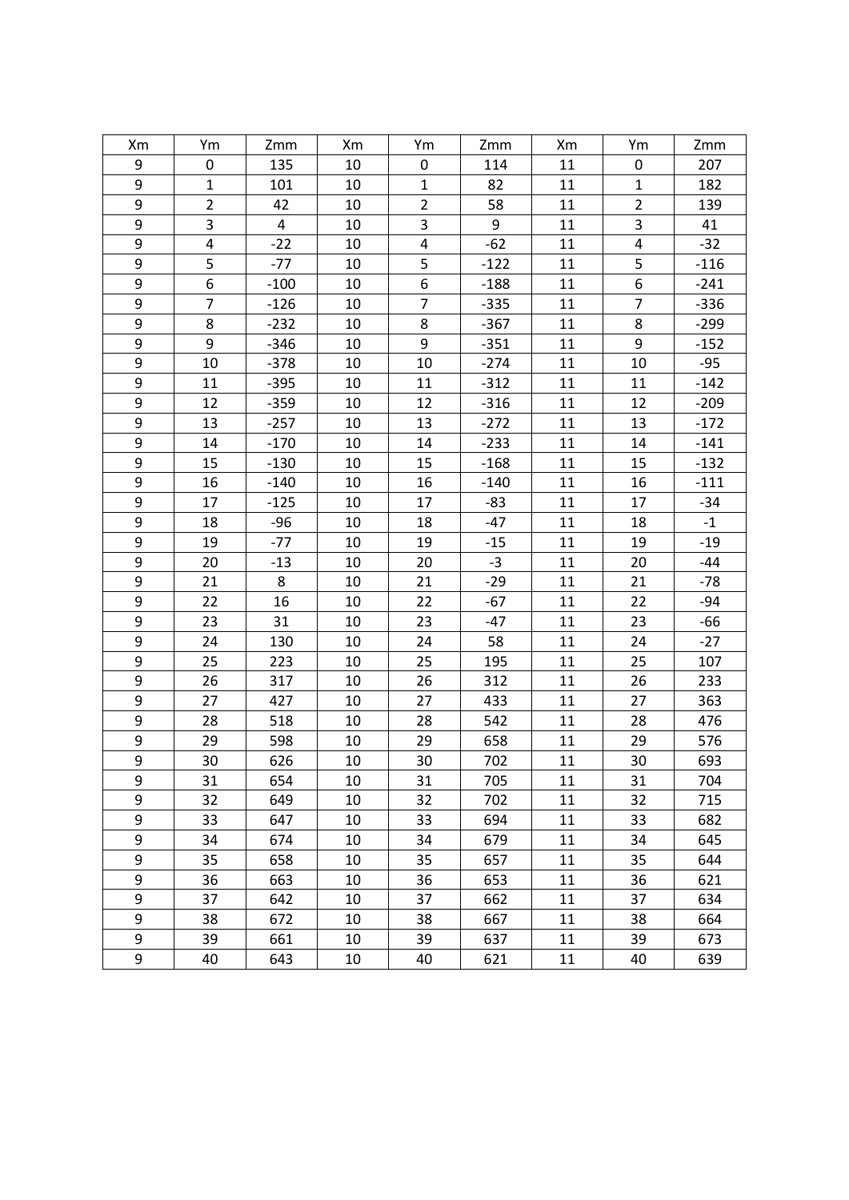| Xm | Ym | Zmm | Xm | Ym | Zmm | Xm | Ym | Zmm |
|---|---|---|---|---|---|---|---|---|
| 9 | 0 | 135 | 10 | 0 | 114 | 11 | 0 | 207 |
| 9 | 1 | 101 | 10 | 1 | 82 | 11 | 1 | 182 |
| 9 | 2 | 42 | 10 | 2 | 58 | 11 | 2 | 139 |
| 9 | 3 | 4 | 10 | 3 | 9 | 11 | 3 | 41 |
| 9 | 4 | -22 | 10 | 4 | -62 | 11 | 4 | -32 |
| 9 | 5 | -77 | 10 | 5 | -122 | 11 | 5 | -116 |
| 9 | 6 | -100 | 10 | 6 | -188 | 11 | 6 | -241 |
| 9 | 7 | -126 | 10 | 7 | -335 | 11 | 7 | -336 |
| 9 | 8 | -232 | 10 | 8 | -367 | 11 | 8 | -299 |
| 9 | 9 | -346 | 10 | 9 | -351 | 11 | 9 | -152 |
| 9 | 10 | -378 | 10 | 10 | -274 | 11 | 10 | -95 |
| 9 | 11 | -395 | 10 | 11 | -312 | 11 | 11 | -142 |
| 9 | 12 | -359 | 10 | 12 | -316 | 11 | 12 | -209 |
| 9 | 13 | -257 | 10 | 13 | -272 | 11 | 13 | -172 |
| 9 | 14 | -170 | 10 | 14 | -233 | 11 | 14 | -141 |
| 9 | 15 | -130 | 10 | 15 | -168 | 11 | 15 | -132 |
| 9 | 16 | -140 | 10 | 16 | -140 | 11 | 16 | -111 |
| 9 | 17 | -125 | 10 | 17 | -83 | 11 | 17 | -34 |
| 9 | 18 | -96 | 10 | 18 | -47 | 11 | 18 | -1 |
| 9 | 19 | -77 | 10 | 19 | -15 | 11 | 19 | -19 |
| 9 | 20 | -13 | 10 | 20 | -3 | 11 | 20 | -44 |
| 9 | 21 | 8 | 10 | 21 | -29 | 11 | 21 | -78 |
| 9 | 22 | 16 | 10 | 22 | -67 | 11 | 22 | -94 |
| 9 | 23 | 31 | 10 | 23 | -47 | 11 | 23 | -66 |
| 9 | 24 | 130 | 10 | 24 | 58 | 11 | 24 | -27 |
| 9 | 25 | 223 | 10 | 25 | 195 | 11 | 25 | 107 |
| 9 | 26 | 317 | 10 | 26 | 312 | 11 | 26 | 233 |
| 9 | 27 | 427 | 10 | 27 | 433 | 11 | 27 | 363 |
| 9 | 28 | 518 | 10 | 28 | 542 | 11 | 28 | 476 |
| 9 | 29 | 598 | 10 | 29 | 658 | 11 | 29 | 576 |
| 9 | 30 | 626 | 10 | 30 | 702 | 11 | 30 | 693 |
| 9 | 31 | 654 | 10 | 31 | 705 | 11 | 31 | 704 |
| 9 | 32 | 649 | 10 | 32 | 702 | 11 | 32 | 715 |
| 9 | 33 | 647 | 10 | 33 | 694 | 11 | 33 | 682 |
| 9 | 34 | 674 | 10 | 34 | 679 | 11 | 34 | 645 |
| 9 | 35 | 658 | 10 | 35 | 657 | 11 | 35 | 644 |
| 9 | 36 | 663 | 10 | 36 | 653 | 11 | 36 | 621 |
| 9 | 37 | 642 | 10 | 37 | 662 | 11 | 37 | 634 |
| 9 | 38 | 672 | 10 | 38 | 667 | 11 | 38 | 664 |
| 9 | 39 | 661 | 10 | 39 | 637 | 11 | 39 | 673 |
| 9 | 40 | 643 | 10 | 40 | 621 | 11 | 40 | 639 |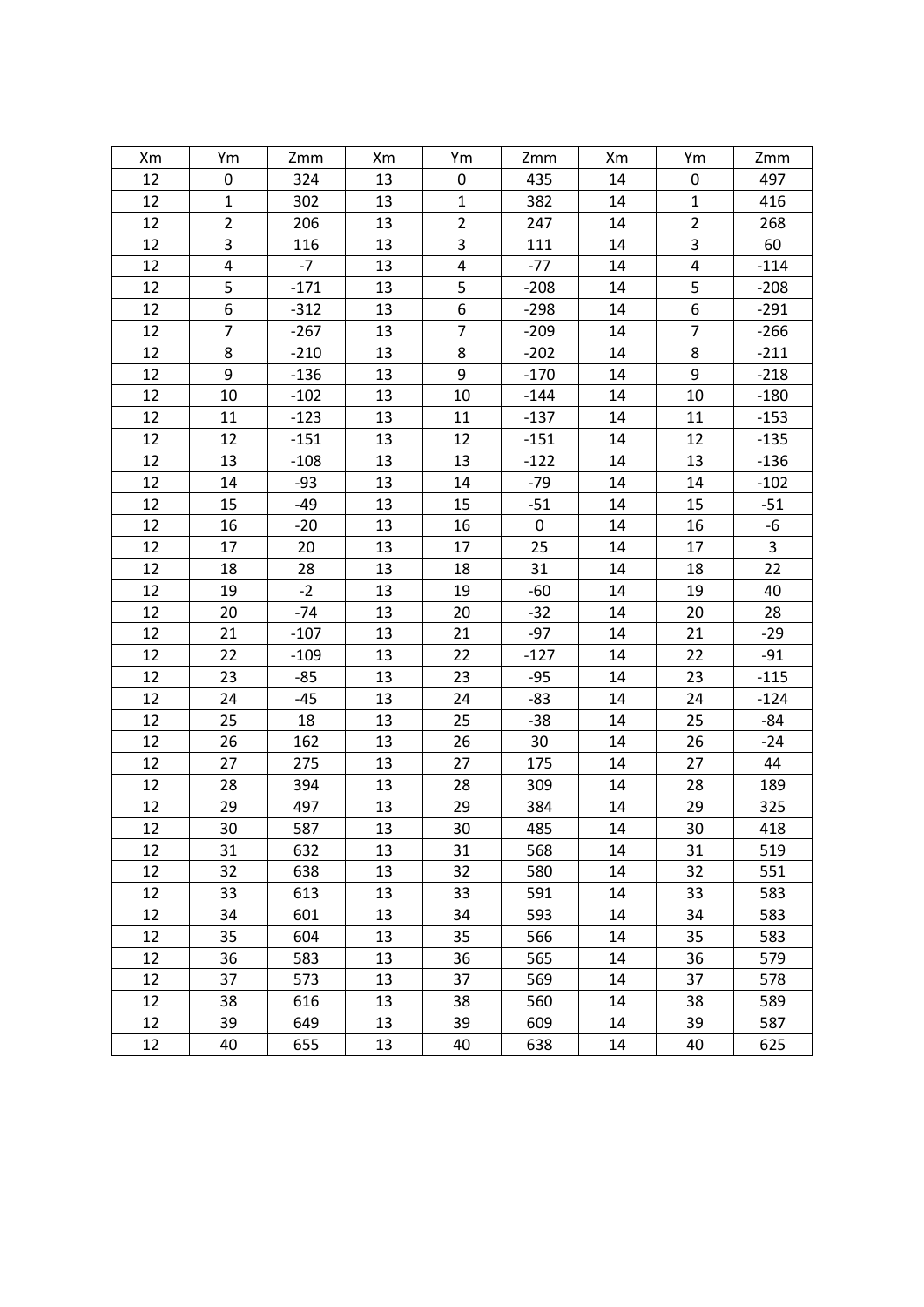| Xm | Ym | Zmm | Xm | Ym | Zmm | Xm | Ym | Zmm |
|---|---|---|---|---|---|---|---|---|
| 12 | 0 | 324 | 13 | 0 | 435 | 14 | 0 | 497 |
| 12 | 1 | 302 | 13 | 1 | 382 | 14 | 1 | 416 |
| 12 | 2 | 206 | 13 | 2 | 247 | 14 | 2 | 268 |
| 12 | 3 | 116 | 13 | 3 | 111 | 14 | 3 | 60 |
| 12 | 4 | -7 | 13 | 4 | -77 | 14 | 4 | -114 |
| 12 | 5 | -171 | 13 | 5 | -208 | 14 | 5 | -208 |
| 12 | 6 | -312 | 13 | 6 | -298 | 14 | 6 | -291 |
| 12 | 7 | -267 | 13 | 7 | -209 | 14 | 7 | -266 |
| 12 | 8 | -210 | 13 | 8 | -202 | 14 | 8 | -211 |
| 12 | 9 | -136 | 13 | 9 | -170 | 14 | 9 | -218 |
| 12 | 10 | -102 | 13 | 10 | -144 | 14 | 10 | -180 |
| 12 | 11 | -123 | 13 | 11 | -137 | 14 | 11 | -153 |
| 12 | 12 | -151 | 13 | 12 | -151 | 14 | 12 | -135 |
| 12 | 13 | -108 | 13 | 13 | -122 | 14 | 13 | -136 |
| 12 | 14 | -93 | 13 | 14 | -79 | 14 | 14 | -102 |
| 12 | 15 | -49 | 13 | 15 | -51 | 14 | 15 | -51 |
| 12 | 16 | -20 | 13 | 16 | 0 | 14 | 16 | -6 |
| 12 | 17 | 20 | 13 | 17 | 25 | 14 | 17 | 3 |
| 12 | 18 | 28 | 13 | 18 | 31 | 14 | 18 | 22 |
| 12 | 19 | -2 | 13 | 19 | -60 | 14 | 19 | 40 |
| 12 | 20 | -74 | 13 | 20 | -32 | 14 | 20 | 28 |
| 12 | 21 | -107 | 13 | 21 | -97 | 14 | 21 | -29 |
| 12 | 22 | -109 | 13 | 22 | -127 | 14 | 22 | -91 |
| 12 | 23 | -85 | 13 | 23 | -95 | 14 | 23 | -115 |
| 12 | 24 | -45 | 13 | 24 | -83 | 14 | 24 | -124 |
| 12 | 25 | 18 | 13 | 25 | -38 | 14 | 25 | -84 |
| 12 | 26 | 162 | 13 | 26 | 30 | 14 | 26 | -24 |
| 12 | 27 | 275 | 13 | 27 | 175 | 14 | 27 | 44 |
| 12 | 28 | 394 | 13 | 28 | 309 | 14 | 28 | 189 |
| 12 | 29 | 497 | 13 | 29 | 384 | 14 | 29 | 325 |
| 12 | 30 | 587 | 13 | 30 | 485 | 14 | 30 | 418 |
| 12 | 31 | 632 | 13 | 31 | 568 | 14 | 31 | 519 |
| 12 | 32 | 638 | 13 | 32 | 580 | 14 | 32 | 551 |
| 12 | 33 | 613 | 13 | 33 | 591 | 14 | 33 | 583 |
| 12 | 34 | 601 | 13 | 34 | 593 | 14 | 34 | 583 |
| 12 | 35 | 604 | 13 | 35 | 566 | 14 | 35 | 583 |
| 12 | 36 | 583 | 13 | 36 | 565 | 14 | 36 | 579 |
| 12 | 37 | 573 | 13 | 37 | 569 | 14 | 37 | 578 |
| 12 | 38 | 616 | 13 | 38 | 560 | 14 | 38 | 589 |
| 12 | 39 | 649 | 13 | 39 | 609 | 14 | 39 | 587 |
| 12 | 40 | 655 | 13 | 40 | 638 | 14 | 40 | 625 |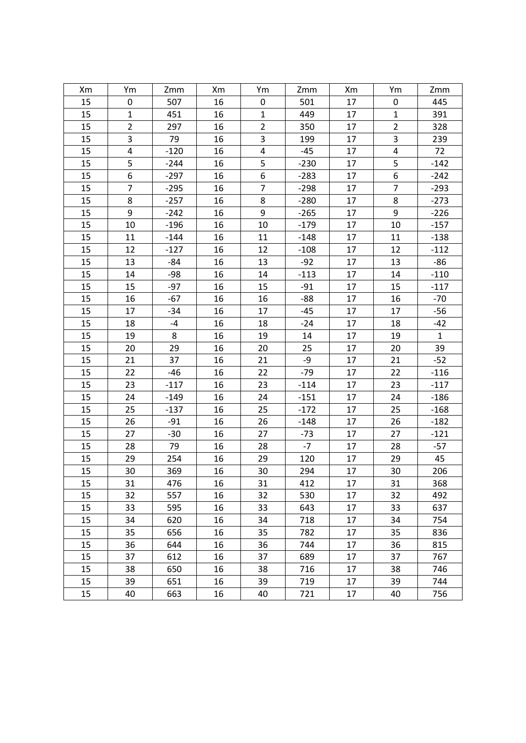| Xm | Ym | Zmm | Xm | Ym | Zmm | Xm | Ym | Zmm |
|---|---|---|---|---|---|---|---|---|
| 15 | 0 | 507 | 16 | 0 | 501 | 17 | 0 | 445 |
| 15 | 1 | 451 | 16 | 1 | 449 | 17 | 1 | 391 |
| 15 | 2 | 297 | 16 | 2 | 350 | 17 | 2 | 328 |
| 15 | 3 | 79 | 16 | 3 | 199 | 17 | 3 | 239 |
| 15 | 4 | -120 | 16 | 4 | -45 | 17 | 4 | 72 |
| 15 | 5 | -244 | 16 | 5 | -230 | 17 | 5 | -142 |
| 15 | 6 | -297 | 16 | 6 | -283 | 17 | 6 | -242 |
| 15 | 7 | -295 | 16 | 7 | -298 | 17 | 7 | -293 |
| 15 | 8 | -257 | 16 | 8 | -280 | 17 | 8 | -273 |
| 15 | 9 | -242 | 16 | 9 | -265 | 17 | 9 | -226 |
| 15 | 10 | -196 | 16 | 10 | -179 | 17 | 10 | -157 |
| 15 | 11 | -144 | 16 | 11 | -148 | 17 | 11 | -138 |
| 15 | 12 | -127 | 16 | 12 | -108 | 17 | 12 | -112 |
| 15 | 13 | -84 | 16 | 13 | -92 | 17 | 13 | -86 |
| 15 | 14 | -98 | 16 | 14 | -113 | 17 | 14 | -110 |
| 15 | 15 | -97 | 16 | 15 | -91 | 17 | 15 | -117 |
| 15 | 16 | -67 | 16 | 16 | -88 | 17 | 16 | -70 |
| 15 | 17 | -34 | 16 | 17 | -45 | 17 | 17 | -56 |
| 15 | 18 | -4 | 16 | 18 | -24 | 17 | 18 | -42 |
| 15 | 19 | 8 | 16 | 19 | 14 | 17 | 19 | 1 |
| 15 | 20 | 29 | 16 | 20 | 25 | 17 | 20 | 39 |
| 15 | 21 | 37 | 16 | 21 | -9 | 17 | 21 | -52 |
| 15 | 22 | -46 | 16 | 22 | -79 | 17 | 22 | -116 |
| 15 | 23 | -117 | 16 | 23 | -114 | 17 | 23 | -117 |
| 15 | 24 | -149 | 16 | 24 | -151 | 17 | 24 | -186 |
| 15 | 25 | -137 | 16 | 25 | -172 | 17 | 25 | -168 |
| 15 | 26 | -91 | 16 | 26 | -148 | 17 | 26 | -182 |
| 15 | 27 | -30 | 16 | 27 | -73 | 17 | 27 | -121 |
| 15 | 28 | 79 | 16 | 28 | -7 | 17 | 28 | -57 |
| 15 | 29 | 254 | 16 | 29 | 120 | 17 | 29 | 45 |
| 15 | 30 | 369 | 16 | 30 | 294 | 17 | 30 | 206 |
| 15 | 31 | 476 | 16 | 31 | 412 | 17 | 31 | 368 |
| 15 | 32 | 557 | 16 | 32 | 530 | 17 | 32 | 492 |
| 15 | 33 | 595 | 16 | 33 | 643 | 17 | 33 | 637 |
| 15 | 34 | 620 | 16 | 34 | 718 | 17 | 34 | 754 |
| 15 | 35 | 656 | 16 | 35 | 782 | 17 | 35 | 836 |
| 15 | 36 | 644 | 16 | 36 | 744 | 17 | 36 | 815 |
| 15 | 37 | 612 | 16 | 37 | 689 | 17 | 37 | 767 |
| 15 | 38 | 650 | 16 | 38 | 716 | 17 | 38 | 746 |
| 15 | 39 | 651 | 16 | 39 | 719 | 17 | 39 | 744 |
| 15 | 40 | 663 | 16 | 40 | 721 | 17 | 40 | 756 |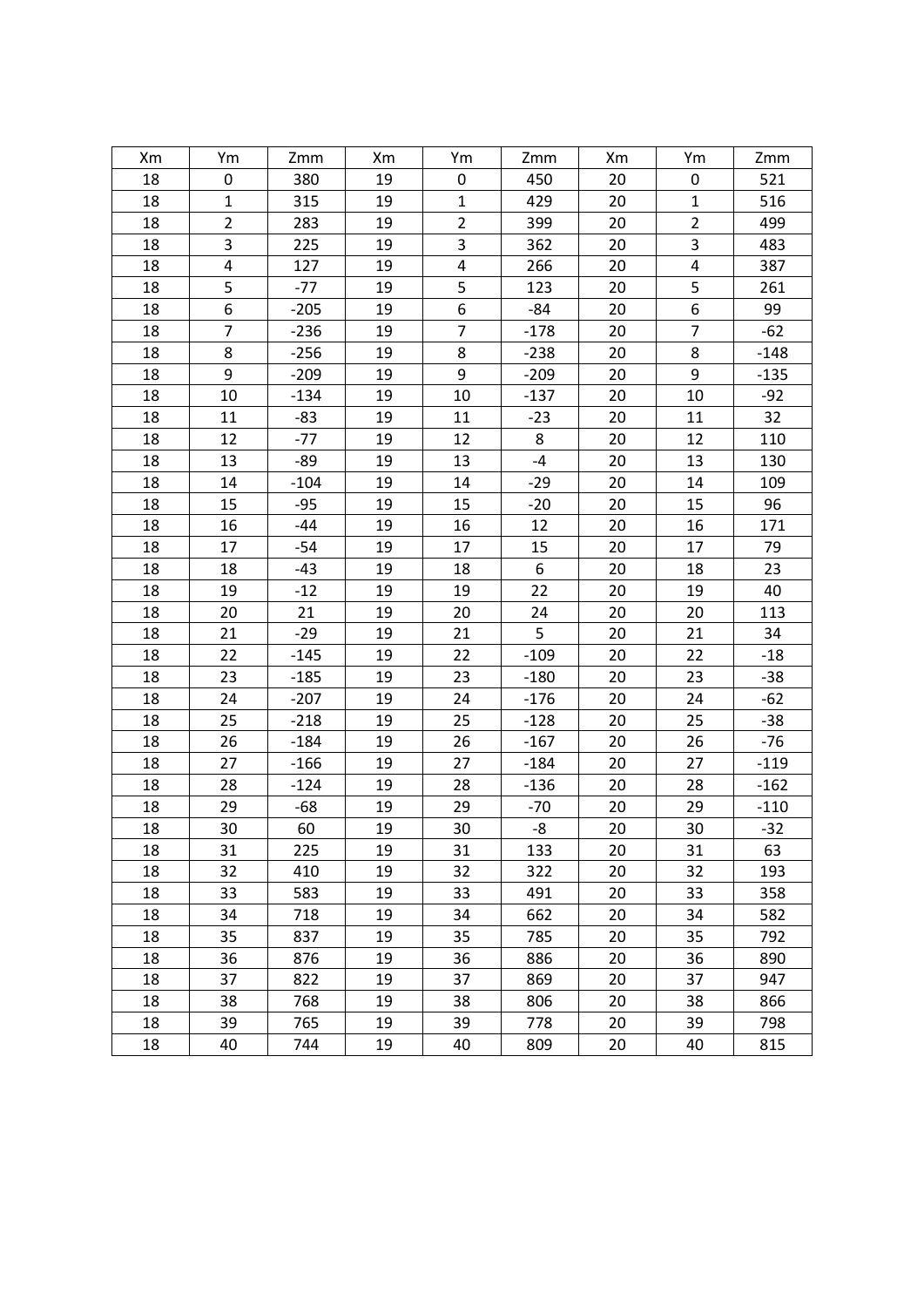| Xm | Ym | Zmm | Xm | Ym | Zmm | Xm | Ym | Zmm |
|---|---|---|---|---|---|---|---|---|
| 18 | 0 | 380 | 19 | 0 | 450 | 20 | 0 | 521 |
| 18 | 1 | 315 | 19 | 1 | 429 | 20 | 1 | 516 |
| 18 | 2 | 283 | 19 | 2 | 399 | 20 | 2 | 499 |
| 18 | 3 | 225 | 19 | 3 | 362 | 20 | 3 | 483 |
| 18 | 4 | 127 | 19 | 4 | 266 | 20 | 4 | 387 |
| 18 | 5 | -77 | 19 | 5 | 123 | 20 | 5 | 261 |
| 18 | 6 | -205 | 19 | 6 | -84 | 20 | 6 | 99 |
| 18 | 7 | -236 | 19 | 7 | -178 | 20 | 7 | -62 |
| 18 | 8 | -256 | 19 | 8 | -238 | 20 | 8 | -148 |
| 18 | 9 | -209 | 19 | 9 | -209 | 20 | 9 | -135 |
| 18 | 10 | -134 | 19 | 10 | -137 | 20 | 10 | -92 |
| 18 | 11 | -83 | 19 | 11 | -23 | 20 | 11 | 32 |
| 18 | 12 | -77 | 19 | 12 | 8 | 20 | 12 | 110 |
| 18 | 13 | -89 | 19 | 13 | -4 | 20 | 13 | 130 |
| 18 | 14 | -104 | 19 | 14 | -29 | 20 | 14 | 109 |
| 18 | 15 | -95 | 19 | 15 | -20 | 20 | 15 | 96 |
| 18 | 16 | -44 | 19 | 16 | 12 | 20 | 16 | 171 |
| 18 | 17 | -54 | 19 | 17 | 15 | 20 | 17 | 79 |
| 18 | 18 | -43 | 19 | 18 | 6 | 20 | 18 | 23 |
| 18 | 19 | -12 | 19 | 19 | 22 | 20 | 19 | 40 |
| 18 | 20 | 21 | 19 | 20 | 24 | 20 | 20 | 113 |
| 18 | 21 | -29 | 19 | 21 | 5 | 20 | 21 | 34 |
| 18 | 22 | -145 | 19 | 22 | -109 | 20 | 22 | -18 |
| 18 | 23 | -185 | 19 | 23 | -180 | 20 | 23 | -38 |
| 18 | 24 | -207 | 19 | 24 | -176 | 20 | 24 | -62 |
| 18 | 25 | -218 | 19 | 25 | -128 | 20 | 25 | -38 |
| 18 | 26 | -184 | 19 | 26 | -167 | 20 | 26 | -76 |
| 18 | 27 | -166 | 19 | 27 | -184 | 20 | 27 | -119 |
| 18 | 28 | -124 | 19 | 28 | -136 | 20 | 28 | -162 |
| 18 | 29 | -68 | 19 | 29 | -70 | 20 | 29 | -110 |
| 18 | 30 | 60 | 19 | 30 | -8 | 20 | 30 | -32 |
| 18 | 31 | 225 | 19 | 31 | 133 | 20 | 31 | 63 |
| 18 | 32 | 410 | 19 | 32 | 322 | 20 | 32 | 193 |
| 18 | 33 | 583 | 19 | 33 | 491 | 20 | 33 | 358 |
| 18 | 34 | 718 | 19 | 34 | 662 | 20 | 34 | 582 |
| 18 | 35 | 837 | 19 | 35 | 785 | 20 | 35 | 792 |
| 18 | 36 | 876 | 19 | 36 | 886 | 20 | 36 | 890 |
| 18 | 37 | 822 | 19 | 37 | 869 | 20 | 37 | 947 |
| 18 | 38 | 768 | 19 | 38 | 806 | 20 | 38 | 866 |
| 18 | 39 | 765 | 19 | 39 | 778 | 20 | 39 | 798 |
| 18 | 40 | 744 | 19 | 40 | 809 | 20 | 40 | 815 |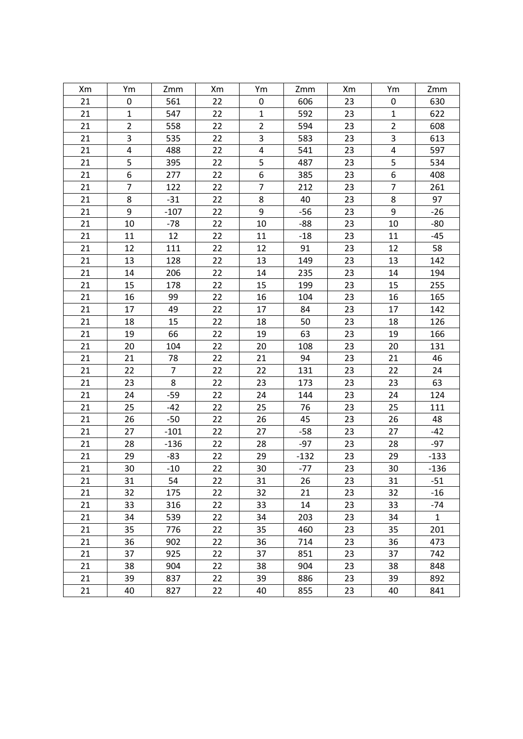| Xm | Ym | Zmm | Xm | Ym | Zmm | Xm | Ym | Zmm |
|---|---|---|---|---|---|---|---|---|
| 21 | 0 | 561 | 22 | 0 | 606 | 23 | 0 | 630 |
| 21 | 1 | 547 | 22 | 1 | 592 | 23 | 1 | 622 |
| 21 | 2 | 558 | 22 | 2 | 594 | 23 | 2 | 608 |
| 21 | 3 | 535 | 22 | 3 | 583 | 23 | 3 | 613 |
| 21 | 4 | 488 | 22 | 4 | 541 | 23 | 4 | 597 |
| 21 | 5 | 395 | 22 | 5 | 487 | 23 | 5 | 534 |
| 21 | 6 | 277 | 22 | 6 | 385 | 23 | 6 | 408 |
| 21 | 7 | 122 | 22 | 7 | 212 | 23 | 7 | 261 |
| 21 | 8 | -31 | 22 | 8 | 40 | 23 | 8 | 97 |
| 21 | 9 | -107 | 22 | 9 | -56 | 23 | 9 | -26 |
| 21 | 10 | -78 | 22 | 10 | -88 | 23 | 10 | -80 |
| 21 | 11 | 12 | 22 | 11 | -18 | 23 | 11 | -45 |
| 21 | 12 | 111 | 22 | 12 | 91 | 23 | 12 | 58 |
| 21 | 13 | 128 | 22 | 13 | 149 | 23 | 13 | 142 |
| 21 | 14 | 206 | 22 | 14 | 235 | 23 | 14 | 194 |
| 21 | 15 | 178 | 22 | 15 | 199 | 23 | 15 | 255 |
| 21 | 16 | 99 | 22 | 16 | 104 | 23 | 16 | 165 |
| 21 | 17 | 49 | 22 | 17 | 84 | 23 | 17 | 142 |
| 21 | 18 | 15 | 22 | 18 | 50 | 23 | 18 | 126 |
| 21 | 19 | 66 | 22 | 19 | 63 | 23 | 19 | 166 |
| 21 | 20 | 104 | 22 | 20 | 108 | 23 | 20 | 131 |
| 21 | 21 | 78 | 22 | 21 | 94 | 23 | 21 | 46 |
| 21 | 22 | 7 | 22 | 22 | 131 | 23 | 22 | 24 |
| 21 | 23 | 8 | 22 | 23 | 173 | 23 | 23 | 63 |
| 21 | 24 | -59 | 22 | 24 | 144 | 23 | 24 | 124 |
| 21 | 25 | -42 | 22 | 25 | 76 | 23 | 25 | 111 |
| 21 | 26 | -50 | 22 | 26 | 45 | 23 | 26 | 48 |
| 21 | 27 | -101 | 22 | 27 | -58 | 23 | 27 | -42 |
| 21 | 28 | -136 | 22 | 28 | -97 | 23 | 28 | -97 |
| 21 | 29 | -83 | 22 | 29 | -132 | 23 | 29 | -133 |
| 21 | 30 | -10 | 22 | 30 | -77 | 23 | 30 | -136 |
| 21 | 31 | 54 | 22 | 31 | 26 | 23 | 31 | -51 |
| 21 | 32 | 175 | 22 | 32 | 21 | 23 | 32 | -16 |
| 21 | 33 | 316 | 22 | 33 | 14 | 23 | 33 | -74 |
| 21 | 34 | 539 | 22 | 34 | 203 | 23 | 34 | 1 |
| 21 | 35 | 776 | 22 | 35 | 460 | 23 | 35 | 201 |
| 21 | 36 | 902 | 22 | 36 | 714 | 23 | 36 | 473 |
| 21 | 37 | 925 | 22 | 37 | 851 | 23 | 37 | 742 |
| 21 | 38 | 904 | 22 | 38 | 904 | 23 | 38 | 848 |
| 21 | 39 | 837 | 22 | 39 | 886 | 23 | 39 | 892 |
| 21 | 40 | 827 | 22 | 40 | 855 | 23 | 40 | 841 |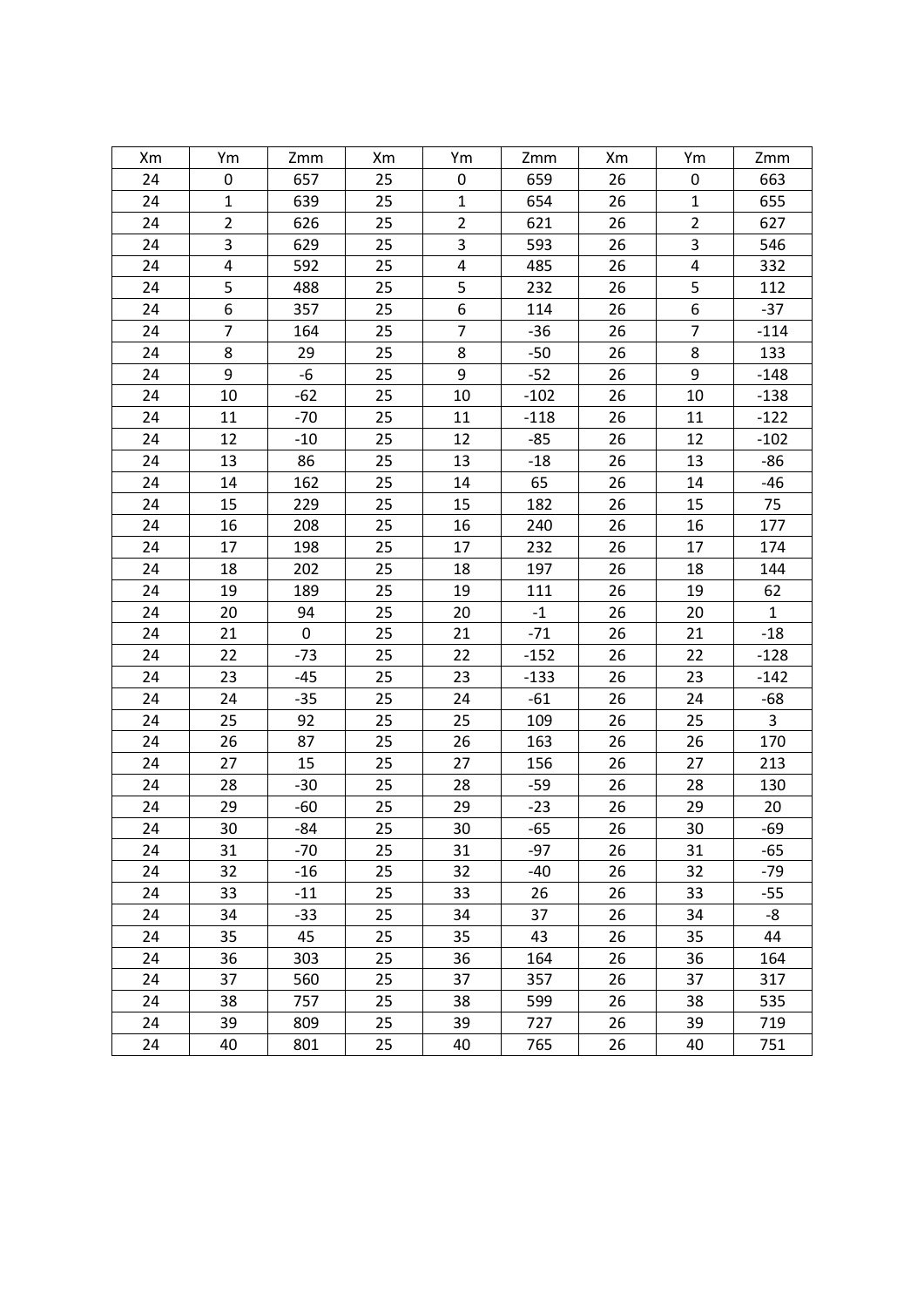| Xm | Ym | Zmm | Xm | Ym | Zmm | Xm | Ym | Zmm |
|---|---|---|---|---|---|---|---|---|
| 24 | 0 | 657 | 25 | 0 | 659 | 26 | 0 | 663 |
| 24 | 1 | 639 | 25 | 1 | 654 | 26 | 1 | 655 |
| 24 | 2 | 626 | 25 | 2 | 621 | 26 | 2 | 627 |
| 24 | 3 | 629 | 25 | 3 | 593 | 26 | 3 | 546 |
| 24 | 4 | 592 | 25 | 4 | 485 | 26 | 4 | 332 |
| 24 | 5 | 488 | 25 | 5 | 232 | 26 | 5 | 112 |
| 24 | 6 | 357 | 25 | 6 | 114 | 26 | 6 | -37 |
| 24 | 7 | 164 | 25 | 7 | -36 | 26 | 7 | -114 |
| 24 | 8 | 29 | 25 | 8 | -50 | 26 | 8 | 133 |
| 24 | 9 | -6 | 25 | 9 | -52 | 26 | 9 | -148 |
| 24 | 10 | -62 | 25 | 10 | -102 | 26 | 10 | -138 |
| 24 | 11 | -70 | 25 | 11 | -118 | 26 | 11 | -122 |
| 24 | 12 | -10 | 25 | 12 | -85 | 26 | 12 | -102 |
| 24 | 13 | 86 | 25 | 13 | -18 | 26 | 13 | -86 |
| 24 | 14 | 162 | 25 | 14 | 65 | 26 | 14 | -46 |
| 24 | 15 | 229 | 25 | 15 | 182 | 26 | 15 | 75 |
| 24 | 16 | 208 | 25 | 16 | 240 | 26 | 16 | 177 |
| 24 | 17 | 198 | 25 | 17 | 232 | 26 | 17 | 174 |
| 24 | 18 | 202 | 25 | 18 | 197 | 26 | 18 | 144 |
| 24 | 19 | 189 | 25 | 19 | 111 | 26 | 19 | 62 |
| 24 | 20 | 94 | 25 | 20 | -1 | 26 | 20 | 1 |
| 24 | 21 | 0 | 25 | 21 | -71 | 26 | 21 | -18 |
| 24 | 22 | -73 | 25 | 22 | -152 | 26 | 22 | -128 |
| 24 | 23 | -45 | 25 | 23 | -133 | 26 | 23 | -142 |
| 24 | 24 | -35 | 25 | 24 | -61 | 26 | 24 | -68 |
| 24 | 25 | 92 | 25 | 25 | 109 | 26 | 25 | 3 |
| 24 | 26 | 87 | 25 | 26 | 163 | 26 | 26 | 170 |
| 24 | 27 | 15 | 25 | 27 | 156 | 26 | 27 | 213 |
| 24 | 28 | -30 | 25 | 28 | -59 | 26 | 28 | 130 |
| 24 | 29 | -60 | 25 | 29 | -23 | 26 | 29 | 20 |
| 24 | 30 | -84 | 25 | 30 | -65 | 26 | 30 | -69 |
| 24 | 31 | -70 | 25 | 31 | -97 | 26 | 31 | -65 |
| 24 | 32 | -16 | 25 | 32 | -40 | 26 | 32 | -79 |
| 24 | 33 | -11 | 25 | 33 | 26 | 26 | 33 | -55 |
| 24 | 34 | -33 | 25 | 34 | 37 | 26 | 34 | -8 |
| 24 | 35 | 45 | 25 | 35 | 43 | 26 | 35 | 44 |
| 24 | 36 | 303 | 25 | 36 | 164 | 26 | 36 | 164 |
| 24 | 37 | 560 | 25 | 37 | 357 | 26 | 37 | 317 |
| 24 | 38 | 757 | 25 | 38 | 599 | 26 | 38 | 535 |
| 24 | 39 | 809 | 25 | 39 | 727 | 26 | 39 | 719 |
| 24 | 40 | 801 | 25 | 40 | 765 | 26 | 40 | 751 |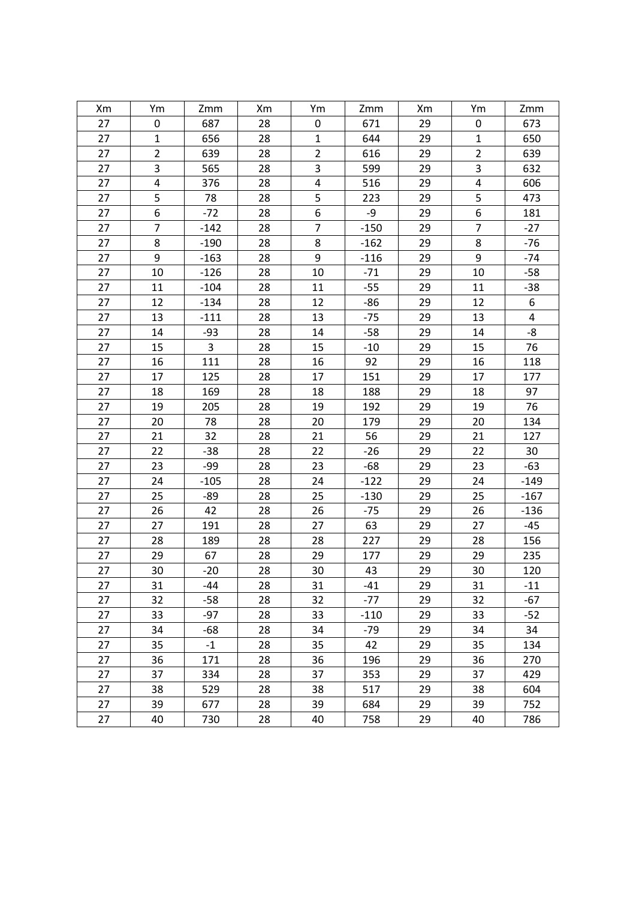| Xm | Ym | Zmm | Xm | Ym | Zmm | Xm | Ym | Zmm |
|---|---|---|---|---|---|---|---|---|
| 27 | 0 | 687 | 28 | 0 | 671 | 29 | 0 | 673 |
| 27 | 1 | 656 | 28 | 1 | 644 | 29 | 1 | 650 |
| 27 | 2 | 639 | 28 | 2 | 616 | 29 | 2 | 639 |
| 27 | 3 | 565 | 28 | 3 | 599 | 29 | 3 | 632 |
| 27 | 4 | 376 | 28 | 4 | 516 | 29 | 4 | 606 |
| 27 | 5 | 78 | 28 | 5 | 223 | 29 | 5 | 473 |
| 27 | 6 | -72 | 28 | 6 | -9 | 29 | 6 | 181 |
| 27 | 7 | -142 | 28 | 7 | -150 | 29 | 7 | -27 |
| 27 | 8 | -190 | 28 | 8 | -162 | 29 | 8 | -76 |
| 27 | 9 | -163 | 28 | 9 | -116 | 29 | 9 | -74 |
| 27 | 10 | -126 | 28 | 10 | -71 | 29 | 10 | -58 |
| 27 | 11 | -104 | 28 | 11 | -55 | 29 | 11 | -38 |
| 27 | 12 | -134 | 28 | 12 | -86 | 29 | 12 | 6 |
| 27 | 13 | -111 | 28 | 13 | -75 | 29 | 13 | 4 |
| 27 | 14 | -93 | 28 | 14 | -58 | 29 | 14 | -8 |
| 27 | 15 | 3 | 28 | 15 | -10 | 29 | 15 | 76 |
| 27 | 16 | 111 | 28 | 16 | 92 | 29 | 16 | 118 |
| 27 | 17 | 125 | 28 | 17 | 151 | 29 | 17 | 177 |
| 27 | 18 | 169 | 28 | 18 | 188 | 29 | 18 | 97 |
| 27 | 19 | 205 | 28 | 19 | 192 | 29 | 19 | 76 |
| 27 | 20 | 78 | 28 | 20 | 179 | 29 | 20 | 134 |
| 27 | 21 | 32 | 28 | 21 | 56 | 29 | 21 | 127 |
| 27 | 22 | -38 | 28 | 22 | -26 | 29 | 22 | 30 |
| 27 | 23 | -99 | 28 | 23 | -68 | 29 | 23 | -63 |
| 27 | 24 | -105 | 28 | 24 | -122 | 29 | 24 | -149 |
| 27 | 25 | -89 | 28 | 25 | -130 | 29 | 25 | -167 |
| 27 | 26 | 42 | 28 | 26 | -75 | 29 | 26 | -136 |
| 27 | 27 | 191 | 28 | 27 | 63 | 29 | 27 | -45 |
| 27 | 28 | 189 | 28 | 28 | 227 | 29 | 28 | 156 |
| 27 | 29 | 67 | 28 | 29 | 177 | 29 | 29 | 235 |
| 27 | 30 | -20 | 28 | 30 | 43 | 29 | 30 | 120 |
| 27 | 31 | -44 | 28 | 31 | -41 | 29 | 31 | -11 |
| 27 | 32 | -58 | 28 | 32 | -77 | 29 | 32 | -67 |
| 27 | 33 | -97 | 28 | 33 | -110 | 29 | 33 | -52 |
| 27 | 34 | -68 | 28 | 34 | -79 | 29 | 34 | 34 |
| 27 | 35 | -1 | 28 | 35 | 42 | 29 | 35 | 134 |
| 27 | 36 | 171 | 28 | 36 | 196 | 29 | 36 | 270 |
| 27 | 37 | 334 | 28 | 37 | 353 | 29 | 37 | 429 |
| 27 | 38 | 529 | 28 | 38 | 517 | 29 | 38 | 604 |
| 27 | 39 | 677 | 28 | 39 | 684 | 29 | 39 | 752 |
| 27 | 40 | 730 | 28 | 40 | 758 | 29 | 40 | 786 |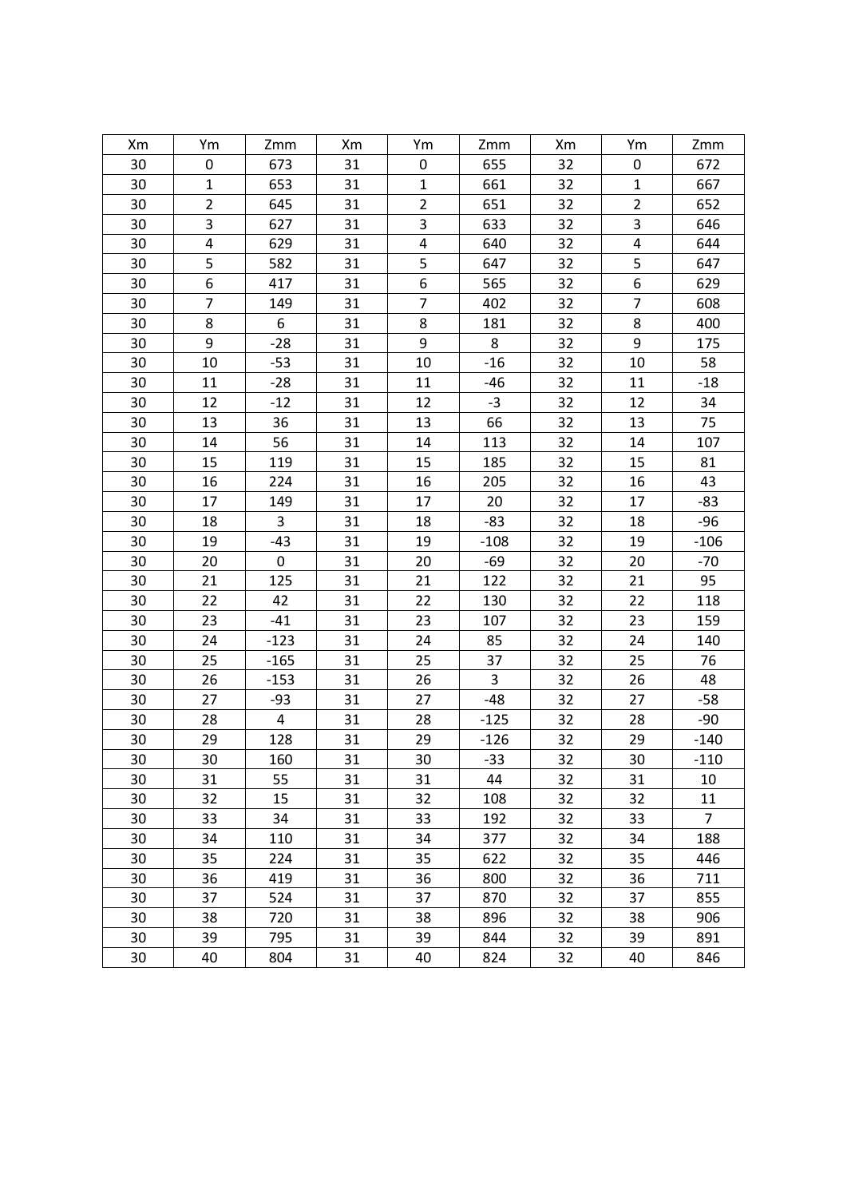| Xm | Ym | Zmm | Xm | Ym | Zmm | Xm | Ym | Zmm |
|---|---|---|---|---|---|---|---|---|
| 30 | 0 | 673 | 31 | 0 | 655 | 32 | 0 | 672 |
| 30 | 1 | 653 | 31 | 1 | 661 | 32 | 1 | 667 |
| 30 | 2 | 645 | 31 | 2 | 651 | 32 | 2 | 652 |
| 30 | 3 | 627 | 31 | 3 | 633 | 32 | 3 | 646 |
| 30 | 4 | 629 | 31 | 4 | 640 | 32 | 4 | 644 |
| 30 | 5 | 582 | 31 | 5 | 647 | 32 | 5 | 647 |
| 30 | 6 | 417 | 31 | 6 | 565 | 32 | 6 | 629 |
| 30 | 7 | 149 | 31 | 7 | 402 | 32 | 7 | 608 |
| 30 | 8 | 6 | 31 | 8 | 181 | 32 | 8 | 400 |
| 30 | 9 | -28 | 31 | 9 | 8 | 32 | 9 | 175 |
| 30 | 10 | -53 | 31 | 10 | -16 | 32 | 10 | 58 |
| 30 | 11 | -28 | 31 | 11 | -46 | 32 | 11 | -18 |
| 30 | 12 | -12 | 31 | 12 | -3 | 32 | 12 | 34 |
| 30 | 13 | 36 | 31 | 13 | 66 | 32 | 13 | 75 |
| 30 | 14 | 56 | 31 | 14 | 113 | 32 | 14 | 107 |
| 30 | 15 | 119 | 31 | 15 | 185 | 32 | 15 | 81 |
| 30 | 16 | 224 | 31 | 16 | 205 | 32 | 16 | 43 |
| 30 | 17 | 149 | 31 | 17 | 20 | 32 | 17 | -83 |
| 30 | 18 | 3 | 31 | 18 | -83 | 32 | 18 | -96 |
| 30 | 19 | -43 | 31 | 19 | -108 | 32 | 19 | -106 |
| 30 | 20 | 0 | 31 | 20 | -69 | 32 | 20 | -70 |
| 30 | 21 | 125 | 31 | 21 | 122 | 32 | 21 | 95 |
| 30 | 22 | 42 | 31 | 22 | 130 | 32 | 22 | 118 |
| 30 | 23 | -41 | 31 | 23 | 107 | 32 | 23 | 159 |
| 30 | 24 | -123 | 31 | 24 | 85 | 32 | 24 | 140 |
| 30 | 25 | -165 | 31 | 25 | 37 | 32 | 25 | 76 |
| 30 | 26 | -153 | 31 | 26 | 3 | 32 | 26 | 48 |
| 30 | 27 | -93 | 31 | 27 | -48 | 32 | 27 | -58 |
| 30 | 28 | 4 | 31 | 28 | -125 | 32 | 28 | -90 |
| 30 | 29 | 128 | 31 | 29 | -126 | 32 | 29 | -140 |
| 30 | 30 | 160 | 31 | 30 | -33 | 32 | 30 | -110 |
| 30 | 31 | 55 | 31 | 31 | 44 | 32 | 31 | 10 |
| 30 | 32 | 15 | 31 | 32 | 108 | 32 | 32 | 11 |
| 30 | 33 | 34 | 31 | 33 | 192 | 32 | 33 | 7 |
| 30 | 34 | 110 | 31 | 34 | 377 | 32 | 34 | 188 |
| 30 | 35 | 224 | 31 | 35 | 622 | 32 | 35 | 446 |
| 30 | 36 | 419 | 31 | 36 | 800 | 32 | 36 | 711 |
| 30 | 37 | 524 | 31 | 37 | 870 | 32 | 37 | 855 |
| 30 | 38 | 720 | 31 | 38 | 896 | 32 | 38 | 906 |
| 30 | 39 | 795 | 31 | 39 | 844 | 32 | 39 | 891 |
| 30 | 40 | 804 | 31 | 40 | 824 | 32 | 40 | 846 |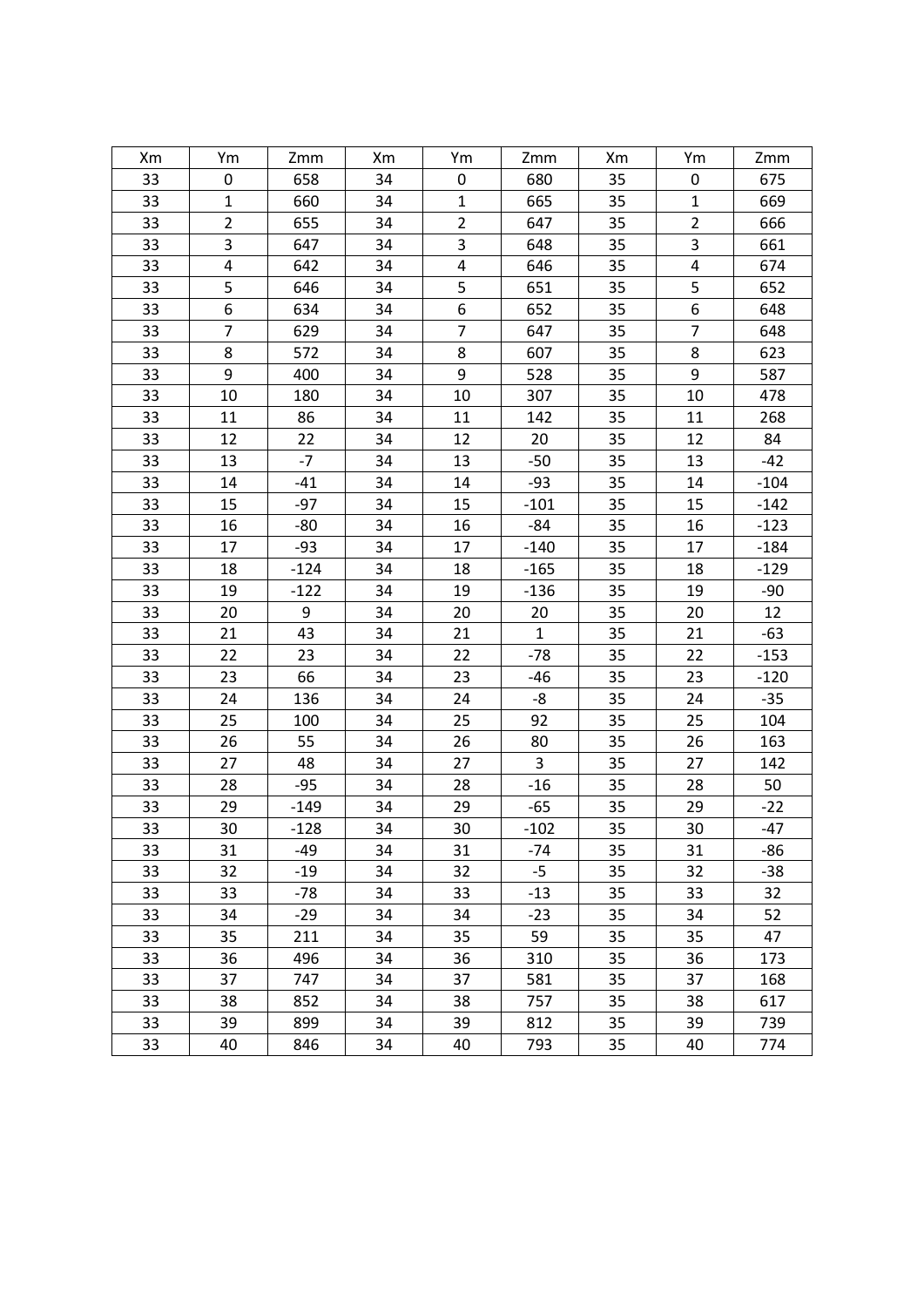| Xm | Ym | Zmm | Xm | Ym | Zmm | Xm | Ym | Zmm |
|---|---|---|---|---|---|---|---|---|
| 33 | 0 | 658 | 34 | 0 | 680 | 35 | 0 | 675 |
| 33 | 1 | 660 | 34 | 1 | 665 | 35 | 1 | 669 |
| 33 | 2 | 655 | 34 | 2 | 647 | 35 | 2 | 666 |
| 33 | 3 | 647 | 34 | 3 | 648 | 35 | 3 | 661 |
| 33 | 4 | 642 | 34 | 4 | 646 | 35 | 4 | 674 |
| 33 | 5 | 646 | 34 | 5 | 651 | 35 | 5 | 652 |
| 33 | 6 | 634 | 34 | 6 | 652 | 35 | 6 | 648 |
| 33 | 7 | 629 | 34 | 7 | 647 | 35 | 7 | 648 |
| 33 | 8 | 572 | 34 | 8 | 607 | 35 | 8 | 623 |
| 33 | 9 | 400 | 34 | 9 | 528 | 35 | 9 | 587 |
| 33 | 10 | 180 | 34 | 10 | 307 | 35 | 10 | 478 |
| 33 | 11 | 86 | 34 | 11 | 142 | 35 | 11 | 268 |
| 33 | 12 | 22 | 34 | 12 | 20 | 35 | 12 | 84 |
| 33 | 13 | -7 | 34 | 13 | -50 | 35 | 13 | -42 |
| 33 | 14 | -41 | 34 | 14 | -93 | 35 | 14 | -104 |
| 33 | 15 | -97 | 34 | 15 | -101 | 35 | 15 | -142 |
| 33 | 16 | -80 | 34 | 16 | -84 | 35 | 16 | -123 |
| 33 | 17 | -93 | 34 | 17 | -140 | 35 | 17 | -184 |
| 33 | 18 | -124 | 34 | 18 | -165 | 35 | 18 | -129 |
| 33 | 19 | -122 | 34 | 19 | -136 | 35 | 19 | -90 |
| 33 | 20 | 9 | 34 | 20 | 20 | 35 | 20 | 12 |
| 33 | 21 | 43 | 34 | 21 | 1 | 35 | 21 | -63 |
| 33 | 22 | 23 | 34 | 22 | -78 | 35 | 22 | -153 |
| 33 | 23 | 66 | 34 | 23 | -46 | 35 | 23 | -120 |
| 33 | 24 | 136 | 34 | 24 | -8 | 35 | 24 | -35 |
| 33 | 25 | 100 | 34 | 25 | 92 | 35 | 25 | 104 |
| 33 | 26 | 55 | 34 | 26 | 80 | 35 | 26 | 163 |
| 33 | 27 | 48 | 34 | 27 | 3 | 35 | 27 | 142 |
| 33 | 28 | -95 | 34 | 28 | -16 | 35 | 28 | 50 |
| 33 | 29 | -149 | 34 | 29 | -65 | 35 | 29 | -22 |
| 33 | 30 | -128 | 34 | 30 | -102 | 35 | 30 | -47 |
| 33 | 31 | -49 | 34 | 31 | -74 | 35 | 31 | -86 |
| 33 | 32 | -19 | 34 | 32 | -5 | 35 | 32 | -38 |
| 33 | 33 | -78 | 34 | 33 | -13 | 35 | 33 | 32 |
| 33 | 34 | -29 | 34 | 34 | -23 | 35 | 34 | 52 |
| 33 | 35 | 211 | 34 | 35 | 59 | 35 | 35 | 47 |
| 33 | 36 | 496 | 34 | 36 | 310 | 35 | 36 | 173 |
| 33 | 37 | 747 | 34 | 37 | 581 | 35 | 37 | 168 |
| 33 | 38 | 852 | 34 | 38 | 757 | 35 | 38 | 617 |
| 33 | 39 | 899 | 34 | 39 | 812 | 35 | 39 | 739 |
| 33 | 40 | 846 | 34 | 40 | 793 | 35 | 40 | 774 |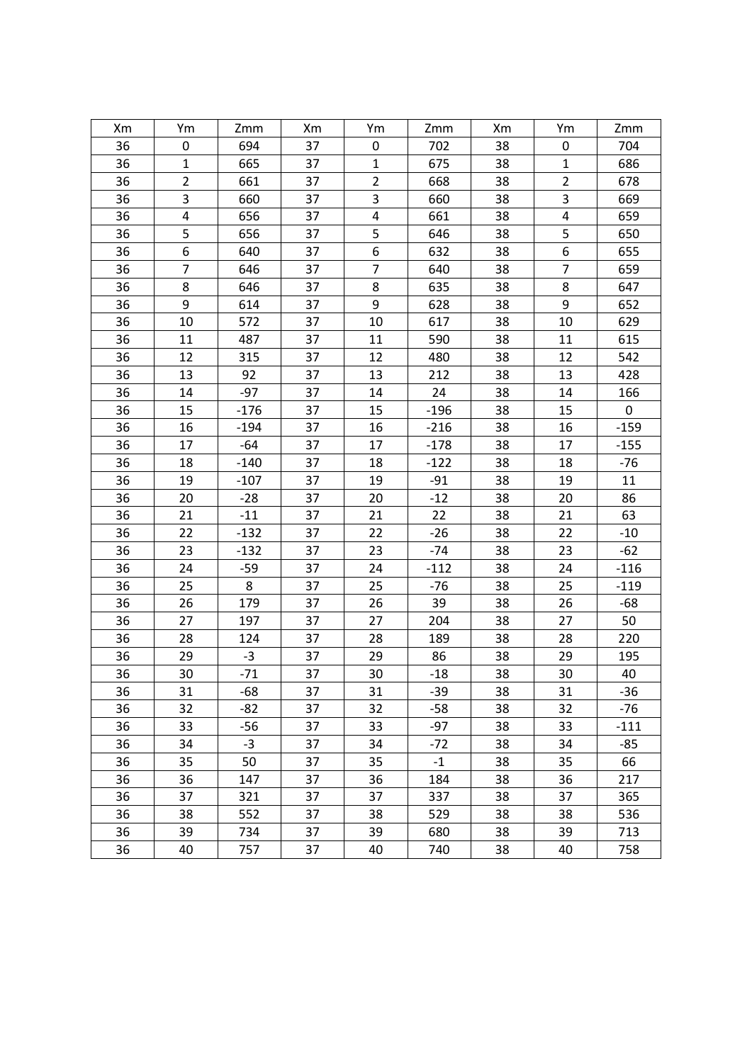| Xm | Ym | Zmm | Xm | Ym | Zmm | Xm | Ym | Zmm |
|---|---|---|---|---|---|---|---|---|
| 36 | 0 | 694 | 37 | 0 | 702 | 38 | 0 | 704 |
| 36 | 1 | 665 | 37 | 1 | 675 | 38 | 1 | 686 |
| 36 | 2 | 661 | 37 | 2 | 668 | 38 | 2 | 678 |
| 36 | 3 | 660 | 37 | 3 | 660 | 38 | 3 | 669 |
| 36 | 4 | 656 | 37 | 4 | 661 | 38 | 4 | 659 |
| 36 | 5 | 656 | 37 | 5 | 646 | 38 | 5 | 650 |
| 36 | 6 | 640 | 37 | 6 | 632 | 38 | 6 | 655 |
| 36 | 7 | 646 | 37 | 7 | 640 | 38 | 7 | 659 |
| 36 | 8 | 646 | 37 | 8 | 635 | 38 | 8 | 647 |
| 36 | 9 | 614 | 37 | 9 | 628 | 38 | 9 | 652 |
| 36 | 10 | 572 | 37 | 10 | 617 | 38 | 10 | 629 |
| 36 | 11 | 487 | 37 | 11 | 590 | 38 | 11 | 615 |
| 36 | 12 | 315 | 37 | 12 | 480 | 38 | 12 | 542 |
| 36 | 13 | 92 | 37 | 13 | 212 | 38 | 13 | 428 |
| 36 | 14 | -97 | 37 | 14 | 24 | 38 | 14 | 166 |
| 36 | 15 | -176 | 37 | 15 | -196 | 38 | 15 | 0 |
| 36 | 16 | -194 | 37 | 16 | -216 | 38 | 16 | -159 |
| 36 | 17 | -64 | 37 | 17 | -178 | 38 | 17 | -155 |
| 36 | 18 | -140 | 37 | 18 | -122 | 38 | 18 | -76 |
| 36 | 19 | -107 | 37 | 19 | -91 | 38 | 19 | 11 |
| 36 | 20 | -28 | 37 | 20 | -12 | 38 | 20 | 86 |
| 36 | 21 | -11 | 37 | 21 | 22 | 38 | 21 | 63 |
| 36 | 22 | -132 | 37 | 22 | -26 | 38 | 22 | -10 |
| 36 | 23 | -132 | 37 | 23 | -74 | 38 | 23 | -62 |
| 36 | 24 | -59 | 37 | 24 | -112 | 38 | 24 | -116 |
| 36 | 25 | 8 | 37 | 25 | -76 | 38 | 25 | -119 |
| 36 | 26 | 179 | 37 | 26 | 39 | 38 | 26 | -68 |
| 36 | 27 | 197 | 37 | 27 | 204 | 38 | 27 | 50 |
| 36 | 28 | 124 | 37 | 28 | 189 | 38 | 28 | 220 |
| 36 | 29 | -3 | 37 | 29 | 86 | 38 | 29 | 195 |
| 36 | 30 | -71 | 37 | 30 | -18 | 38 | 30 | 40 |
| 36 | 31 | -68 | 37 | 31 | -39 | 38 | 31 | -36 |
| 36 | 32 | -82 | 37 | 32 | -58 | 38 | 32 | -76 |
| 36 | 33 | -56 | 37 | 33 | -97 | 38 | 33 | -111 |
| 36 | 34 | -3 | 37 | 34 | -72 | 38 | 34 | -85 |
| 36 | 35 | 50 | 37 | 35 | -1 | 38 | 35 | 66 |
| 36 | 36 | 147 | 37 | 36 | 184 | 38 | 36 | 217 |
| 36 | 37 | 321 | 37 | 37 | 337 | 38 | 37 | 365 |
| 36 | 38 | 552 | 37 | 38 | 529 | 38 | 38 | 536 |
| 36 | 39 | 734 | 37 | 39 | 680 | 38 | 39 | 713 |
| 36 | 40 | 757 | 37 | 40 | 740 | 38 | 40 | 758 |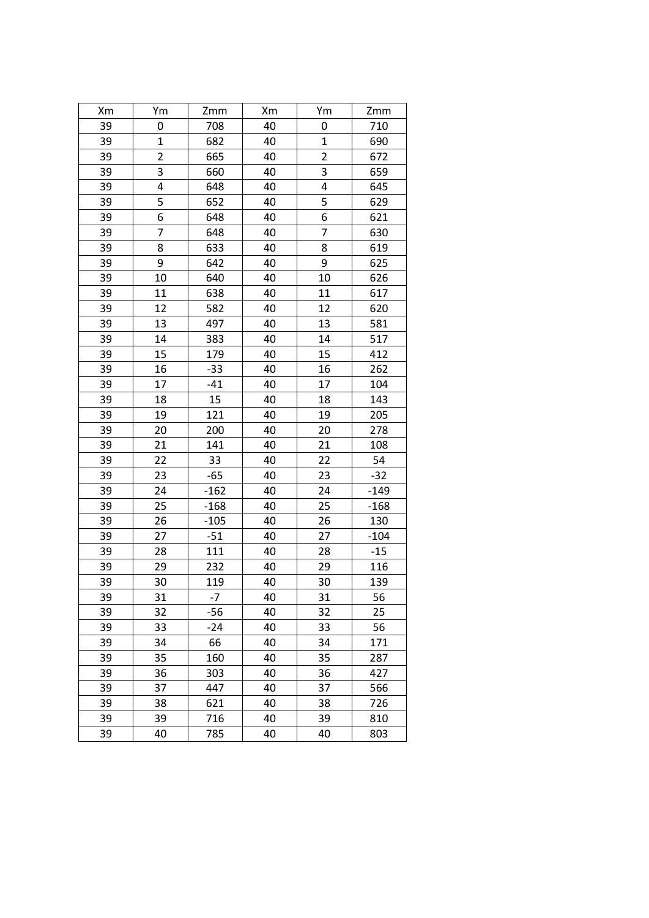| Xm | Ym | Zmm | Xm | Ym | Zmm |
|---|---|---|---|---|---|
| 39 | 0 | 708 | 40 | 0 | 710 |
| 39 | 1 | 682 | 40 | 1 | 690 |
| 39 | 2 | 665 | 40 | 2 | 672 |
| 39 | 3 | 660 | 40 | 3 | 659 |
| 39 | 4 | 648 | 40 | 4 | 645 |
| 39 | 5 | 652 | 40 | 5 | 629 |
| 39 | 6 | 648 | 40 | 6 | 621 |
| 39 | 7 | 648 | 40 | 7 | 630 |
| 39 | 8 | 633 | 40 | 8 | 619 |
| 39 | 9 | 642 | 40 | 9 | 625 |
| 39 | 10 | 640 | 40 | 10 | 626 |
| 39 | 11 | 638 | 40 | 11 | 617 |
| 39 | 12 | 582 | 40 | 12 | 620 |
| 39 | 13 | 497 | 40 | 13 | 581 |
| 39 | 14 | 383 | 40 | 14 | 517 |
| 39 | 15 | 179 | 40 | 15 | 412 |
| 39 | 16 | -33 | 40 | 16 | 262 |
| 39 | 17 | -41 | 40 | 17 | 104 |
| 39 | 18 | 15 | 40 | 18 | 143 |
| 39 | 19 | 121 | 40 | 19 | 205 |
| 39 | 20 | 200 | 40 | 20 | 278 |
| 39 | 21 | 141 | 40 | 21 | 108 |
| 39 | 22 | 33 | 40 | 22 | 54 |
| 39 | 23 | -65 | 40 | 23 | -32 |
| 39 | 24 | -162 | 40 | 24 | -149 |
| 39 | 25 | -168 | 40 | 25 | -168 |
| 39 | 26 | -105 | 40 | 26 | 130 |
| 39 | 27 | -51 | 40 | 27 | -104 |
| 39 | 28 | 111 | 40 | 28 | -15 |
| 39 | 29 | 232 | 40 | 29 | 116 |
| 39 | 30 | 119 | 40 | 30 | 139 |
| 39 | 31 | -7 | 40 | 31 | 56 |
| 39 | 32 | -56 | 40 | 32 | 25 |
| 39 | 33 | -24 | 40 | 33 | 56 |
| 39 | 34 | 66 | 40 | 34 | 171 |
| 39 | 35 | 160 | 40 | 35 | 287 |
| 39 | 36 | 303 | 40 | 36 | 427 |
| 39 | 37 | 447 | 40 | 37 | 566 |
| 39 | 38 | 621 | 40 | 38 | 726 |
| 39 | 39 | 716 | 40 | 39 | 810 |
| 39 | 40 | 785 | 40 | 40 | 803 |